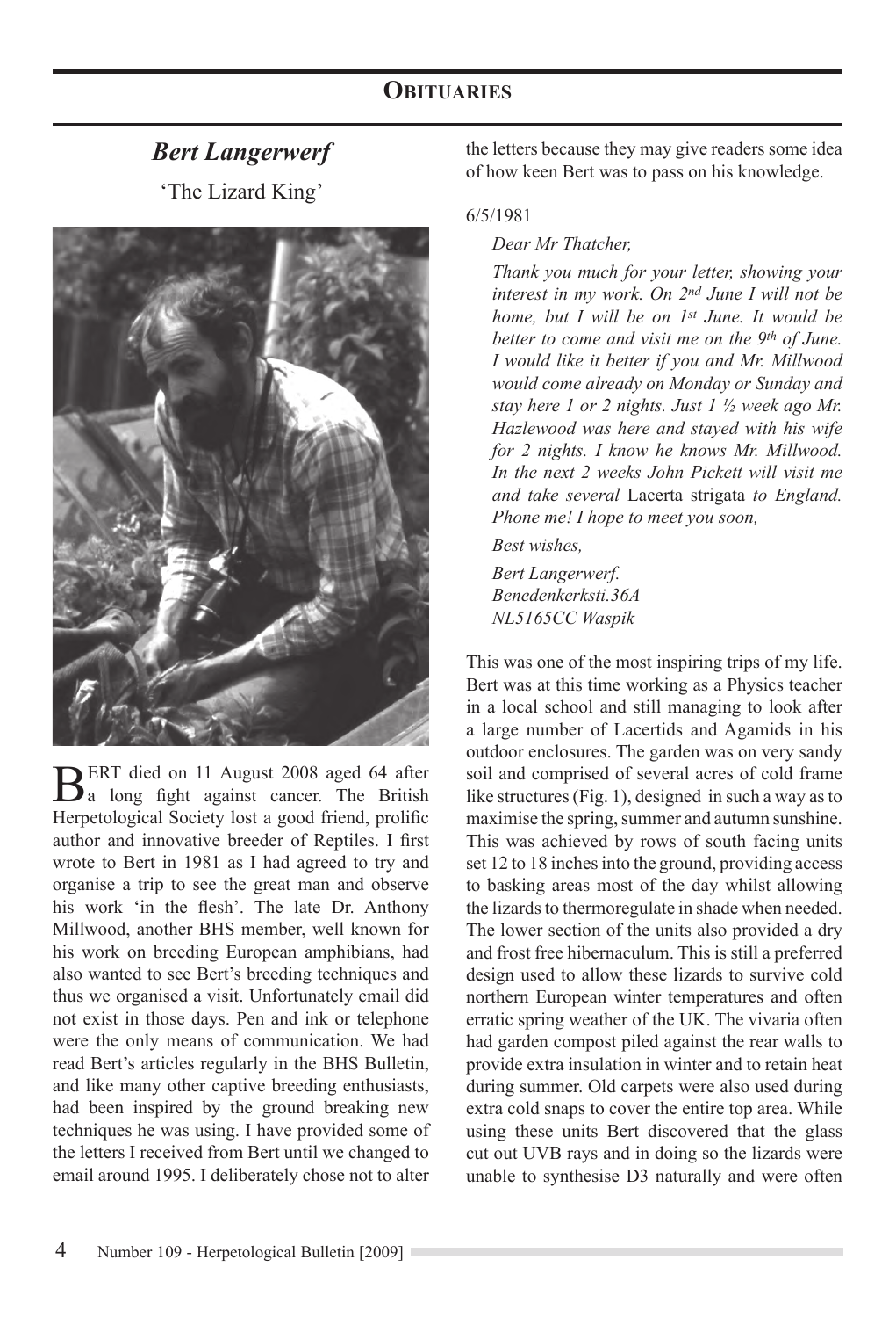## Obituaries

### *Bert Langerwerf*

'The Lizard King'

BERT died on 11 August 2008 aged 64 after a long fight against cancer. The British Herpetological Society lost a good friend, prolific author and innovative breeder of Reptiles. I first wrote to Bert in 1981 as I had agreed to try and organise a trip to see the great man and observe his work 'in the flesh'. The late Dr. Anthony Millwood, another BHS member, well known for his work on breeding European amphibians, had also wanted to see Bert's breeding techniques and thus we organised a visit. Unfortunately email did not exist in those days. Pen and ink or telephone were the only means of communication. We had read Bert's articles regularly in the BHS Bulletin, and like many other captive breeding enthusiasts, had been inspired by the ground breaking new techniques he was using. I have provided some of the letters I received from Bert until we changed to email around 1995. I deliberately chose not to alter the letters because they may give readers some idea of how keen Bert was to pass on his knowledge.

6/5/1981

> *Dear Mr Thatcher,*
>
> *Thank you much for your letter, showing your interest in my work. On 2nd June I will not be home, but I will be on 1st June. It would be better to come and visit me on the 9th of June. I would like it better if you and Mr. Millwood would come already on Monday or Sunday and stay here 1 or 2 nights. Just 1 ½ week ago Mr. Hazlewood was here and stayed with his wife for 2 nights. I know he knows Mr. Millwood. In the next 2 weeks John Pickett will visit me and take several* Lacerta strigata *to England. Phone me! I hope to meet you soon,*
>
> *Best wishes,*
>
> *Bert Langerwerf.*
> *Benedenkerksti.36A*
> *NL5165CC Waspik*

This was one of the most inspiring trips of my life. Bert was at this time working as a Physics teacher in a local school and still managing to look after a large number of Lacertids and Agamids in his outdoor enclosures. The garden was on very sandy soil and comprised of several acres of cold frame like structures (Fig. 1), designed in such a way as to maximise the spring, summer and autumn sunshine. This was achieved by rows of south facing units set 12 to 18 inches into the ground, providing access to basking areas most of the day whilst allowing the lizards to thermoregulate in shade when needed. The lower section of the units also provided a dry and frost free hibernaculum. This is still a preferred design used to allow these lizards to survive cold northern European winter temperatures and often erratic spring weather of the UK. The vivaria often had garden compost piled against the rear walls to provide extra insulation in winter and to retain heat during summer. Old carpets were also used during extra cold snaps to cover the entire top area. While using these units Bert discovered that the glass cut out UVB rays and in doing so the lizards were unable to synthesise D3 naturally and were often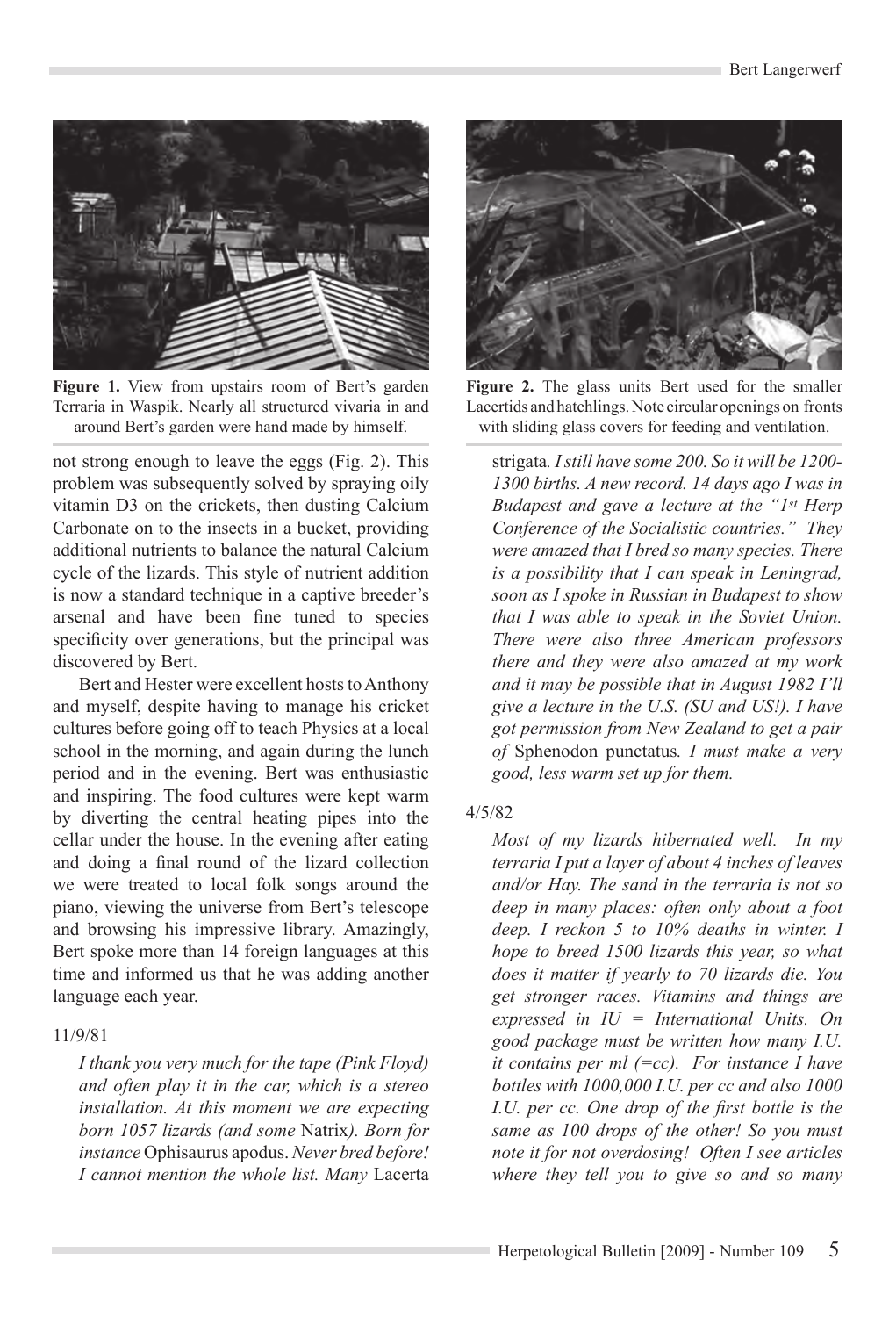Figure 1. View from upstairs room of Bert's garden Terraria in Waspik. Nearly all structured vivaria in and around Bert's garden were hand made by himself.

Figure 2. The glass units Bert used for the smaller Lacertids and hatchlings. Note circular openings on fronts with sliding glass covers for feeding and ventilation.

not strong enough to leave the eggs (Fig. 2). This problem was subsequently solved by spraying oily vitamin D3 on the crickets, then dusting Calcium Carbonate on to the insects in a bucket, providing additional nutrients to balance the natural Calcium cycle of the lizards. This style of nutrient addition is now a standard technique in a captive breeder's arsenal and have been fine tuned to species specificity over generations, but the principal was discovered by Bert.

Bert and Hester were excellent hosts to Anthony and myself, despite having to manage his cricket cultures before going off to teach Physics at a local school in the morning, and again during the lunch period and in the evening. Bert was enthusiastic and inspiring. The food cultures were kept warm by diverting the central heating pipes into the cellar under the house. In the evening after eating and doing a final round of the lizard collection we were treated to local folk songs around the piano, viewing the universe from Bert's telescope and browsing his impressive library. Amazingly, Bert spoke more than 14 foreign languages at this time and informed us that he was adding another language each year.

11/9/81

> *I thank you very much for the tape (Pink Floyd) and often play it in the car, which is a stereo installation. At this moment we are expecting born 1057 lizards (and some* Natrix*). Born for instance* Ophisaurus apodus. *Never bred before! I cannot mention the whole list. Many* Lacerta strigata*. I still have some 200. So it will be 1200-1300 births. A new record. 14 days ago I was in Budapest and gave a lecture at the "1st Herp Conference of the Socialistic countries." They were amazed that I bred so many species. There is a possibility that I can speak in Leningrad, soon as I spoke in Russian in Budapest to show that I was able to speak in the Soviet Union. There were also three American professors there and they were also amazed at my work and it may be possible that in August 1982 I'll give a lecture in the U.S. (SU and US!). I have got permission from New Zealand to get a pair of* Sphenodon punctatus*. I must make a very good, less warm set up for them.*

4/5/82

> *Most of my lizards hibernated well. In my terraria I put a layer of about 4 inches of leaves and/or Hay. The sand in the terraria is not so deep in many places: often only about a foot deep. I reckon 5 to 10% deaths in winter. I hope to breed 1500 lizards this year, so what does it matter if yearly to 70 lizards die. You get stronger races. Vitamins and things are expressed in IU = International Units. On good package must be written how many I.U. it contains per ml (=cc). For instance I have bottles with 1000,000 I.U. per cc and also 1000 I.U. per cc. One drop of the first bottle is the same as 100 drops of the other! So you must note it for not overdosing! Often I see articles where they tell you to give so and so many*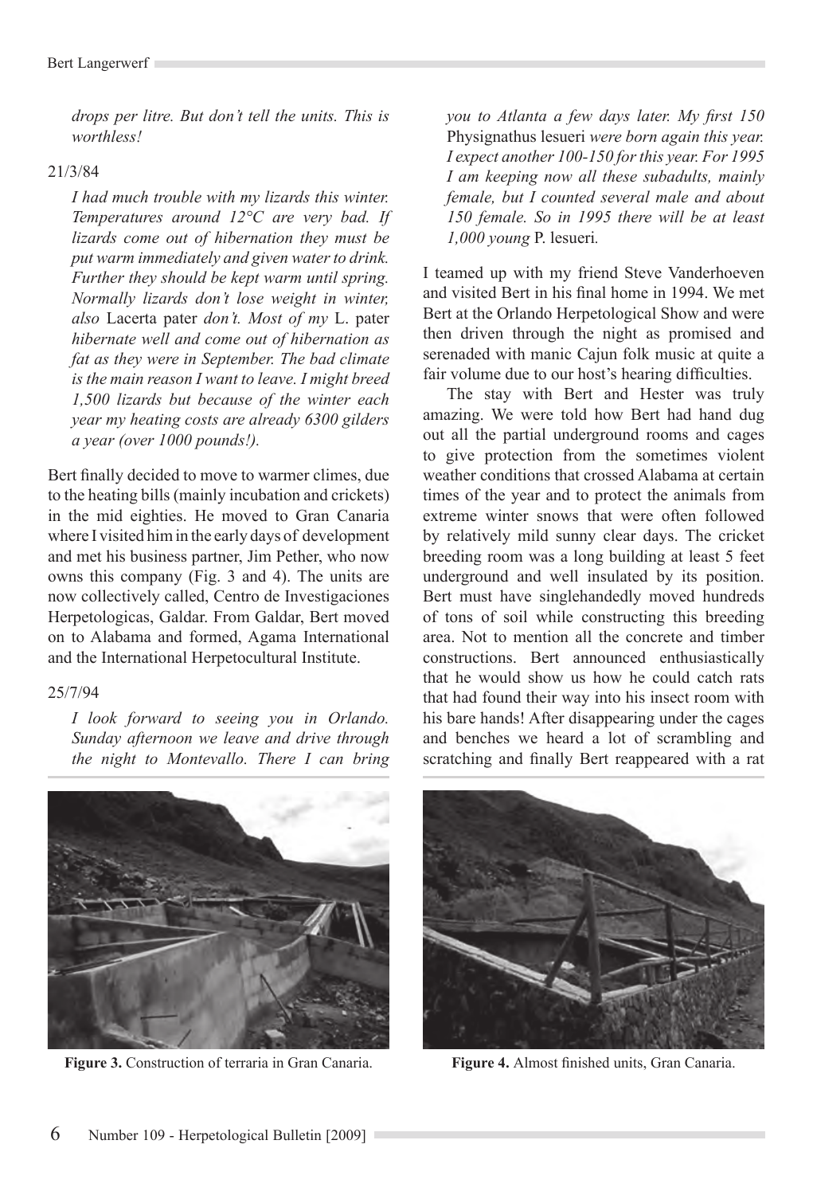*drops per litre. But don't tell the units. This is worthless!*

21/3/84

*I had much trouble with my lizards this winter. Temperatures around 12°C are very bad. If lizards come out of hibernation they must be put warm immediately and given water to drink. Further they should be kept warm until spring. Normally lizards don't lose weight in winter, also* Lacerta pater *don't. Most of my* L. pater *hibernate well and come out of hibernation as fat as they were in September. The bad climate is the main reason I want to leave. I might breed 1,500 lizards but because of the winter each year my heating costs are already 6300 gilders a year (over 1000 pounds!).*

Bert finally decided to move to warmer climes, due to the heating bills (mainly incubation and crickets) in the mid eighties. He moved to Gran Canaria where I visited him in the early days of development and met his business partner, Jim Pether, who now owns this company (Fig. 3 and 4). The units are now collectively called, Centro de Investigaciones Herpetologicas, Galdar. From Galdar, Bert moved on to Alabama and formed, Agama International and the International Herpetocultural Institute.

25/7/94

*I look forward to seeing you in Orlando. Sunday afternoon we leave and drive through the night to Montevallo. There I can bring you to Atlanta a few days later. My first 150* Physignathus lesueri *were born again this year. I expect another 100-150 for this year. For 1995 I am keeping now all these subadults, mainly female, but I counted several male and about 150 female. So in 1995 there will be at least 1,000 young* P. lesueri*.*

I teamed up with my friend Steve Vanderhoeven and visited Bert in his final home in 1994. We met Bert at the Orlando Herpetological Show and were then driven through the night as promised and serenaded with manic Cajun folk music at quite a fair volume due to our host's hearing difficulties.

The stay with Bert and Hester was truly amazing. We were told how Bert had hand dug out all the partial underground rooms and cages to give protection from the sometimes violent weather conditions that crossed Alabama at certain times of the year and to protect the animals from extreme winter snows that were often followed by relatively mild sunny clear days. The cricket breeding room was a long building at least 5 feet underground and well insulated by its position. Bert must have singlehandedly moved hundreds of tons of soil while constructing this breeding area. Not to mention all the concrete and timber constructions. Bert announced enthusiastically that he would show us how he could catch rats that had found their way into his insect room with his bare hands! After disappearing under the cages and benches we heard a lot of scrambling and scratching and finally Bert reappeared with a rat

**Figure 3.** Construction of terraria in Gran Canaria.

**Figure 4.** Almost finished units, Gran Canaria.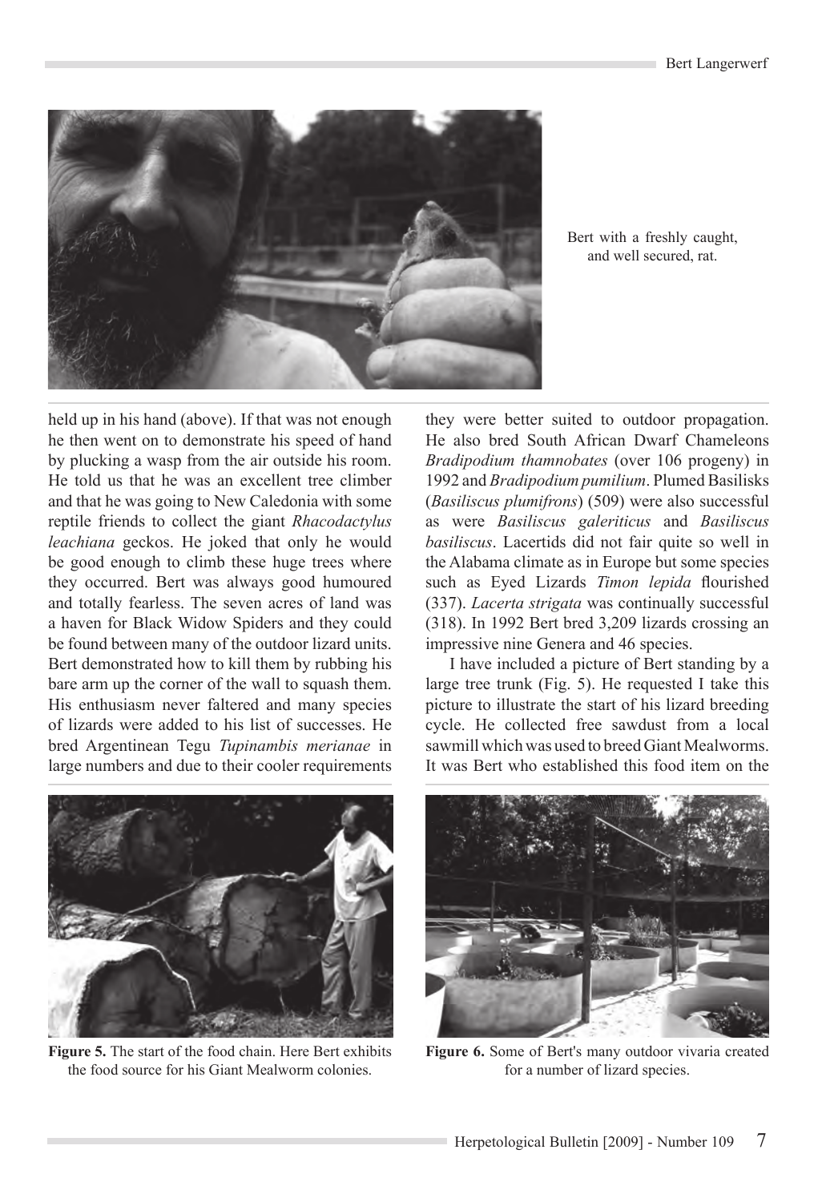Bert with a freshly caught, and well secured, rat.

held up in his hand (above). If that was not enough he then went on to demonstrate his speed of hand by plucking a wasp from the air outside his room. He told us that he was an excellent tree climber and that he was going to New Caledonia with some reptile friends to collect the giant *Rhacodactylus leachiana* geckos. He joked that only he would be good enough to climb these huge trees where they occurred. Bert was always good humoured and totally fearless. The seven acres of land was a haven for Black Widow Spiders and they could be found between many of the outdoor lizard units. Bert demonstrated how to kill them by rubbing his bare arm up the corner of the wall to squash them. His enthusiasm never faltered and many species of lizards were added to his list of successes. He bred Argentinean Tegu *Tupinambis merianae* in large numbers and due to their cooler requirements they were better suited to outdoor propagation. He also bred South African Dwarf Chameleons *Bradipodium thamnobates* (over 106 progeny) in 1992 and *Bradipodium pumilium*. Plumed Basilisks (*Basiliscus plumifrons*) (509) were also successful as were *Basiliscus galeriticus* and *Basiliscus basiliscus*. Lacertids did not fair quite so well in the Alabama climate as in Europe but some species such as Eyed Lizards *Timon lepida* flourished (337). *Lacerta strigata* was continually successful (318). In 1992 Bert bred 3,209 lizards crossing an impressive nine Genera and 46 species.

I have included a picture of Bert standing by a large tree trunk (Fig. 5). He requested I take this picture to illustrate the start of his lizard breeding cycle. He collected free sawdust from a local sawmill which was used to breed Giant Mealworms. It was Bert who established this food item on the

**Figure 5.** The start of the food chain. Here Bert exhibits the food source for his Giant Mealworm colonies.

**Figure 6.** Some of Bert's many outdoor vivaria created for a number of lizard species.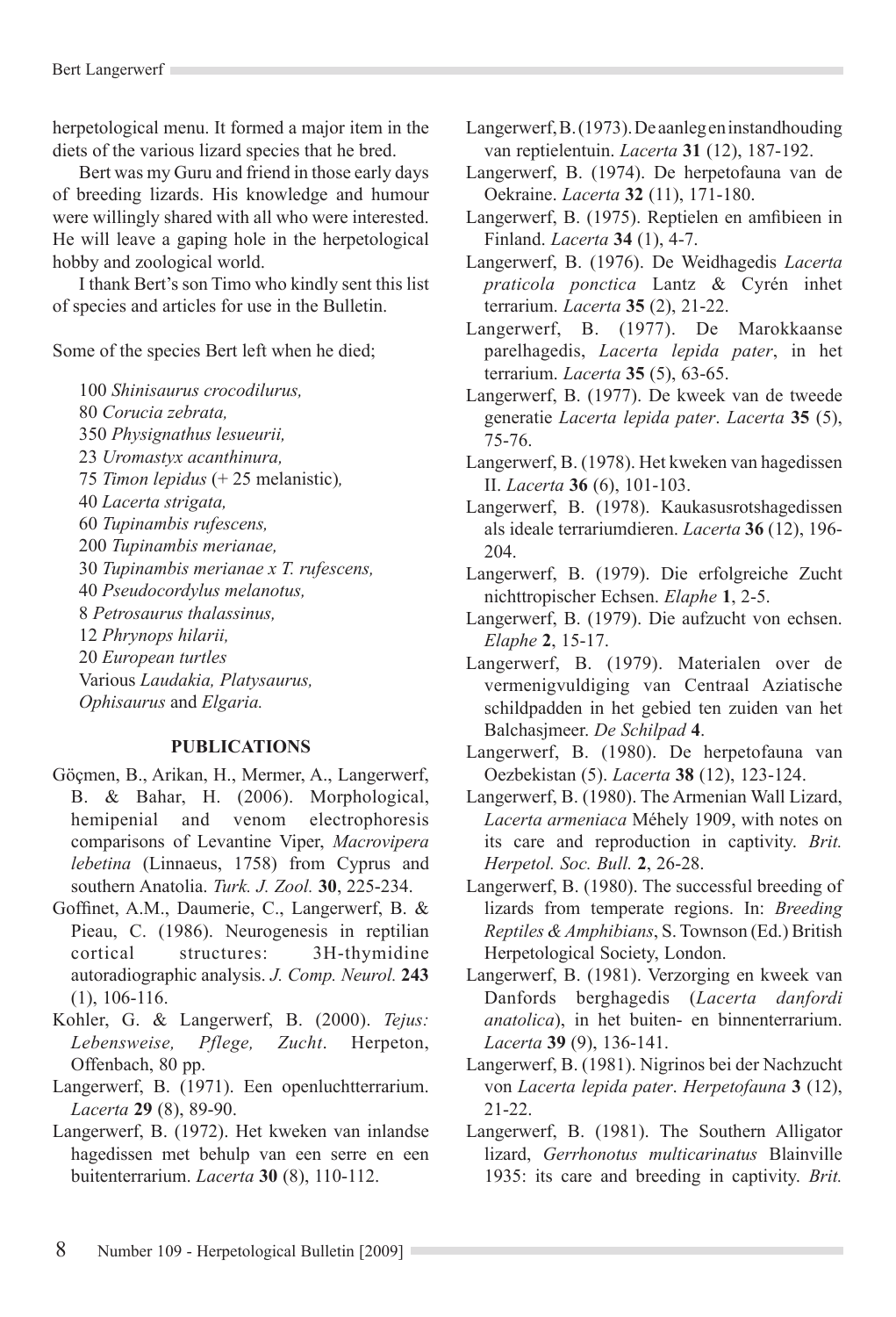herpetological menu. It formed a major item in the diets of the various lizard species that he bred.

Bert was my Guru and friend in those early days of breeding lizards. His knowledge and humour were willingly shared with all who were interested. He will leave a gaping hole in the herpetological hobby and zoological world.

I thank Bert's son Timo who kindly sent this list of species and articles for use in the Bulletin.

Some of the species Bert left when he died;

100 *Shinisaurus crocodilurus,*
80 *Corucia zebrata,*
350 *Physignathus lesueurii,*
23 *Uromastyx acanthinura,*
75 *Timon lepidus* (+ 25 melanistic)*,*
40 *Lacerta strigata,*
60 *Tupinambis rufescens,*
200 *Tupinambis merianae,*
30 *Tupinambis merianae x T. rufescens,*
40 *Pseudocordylus melanotus,*
8 *Petrosaurus thalassinus,*
12 *Phrynops hilarii,*
20 *European turtles*
Various *Laudakia, Platysaurus, Ophisaurus* and *Elgaria.*

## PUBLICATIONS

Göçmen, B., Arikan, H., Mermer, A., Langerwerf, B. & Bahar, H. (2006). Morphological, hemipenial and venom electrophoresis comparisons of Levantine Viper, *Macrovipera lebetina* (Linnaeus, 1758) from Cyprus and southern Anatolia. *Turk. J. Zool.* **30**, 225-234.

Goffinet, A.M., Daumerie, C., Langerwerf, B. & Pieau, C. (1986). Neurogenesis in reptilian cortical structures: 3H-thymidine autoradiographic analysis. *J. Comp. Neurol.* **243** (1), 106-116.

Kohler, G. & Langerwerf, B. (2000). *Tejus: Lebensweise, Pflege, Zucht*. Herpeton, Offenbach, 80 pp.

Langerwerf, B. (1971). Een openluchtterrarium. *Lacerta* **29** (8), 89-90.

Langerwerf, B. (1972). Het kweken van inlandse hagedissen met behulp van een serre en een buitenterrarium. *Lacerta* **30** (8), 110-112.

Langerwerf, B. (1973). De aanleg en instandhouding van reptielentuin. *Lacerta* **31** (12), 187-192.

Langerwerf, B. (1974). De herpetofauna van de Oekraine. *Lacerta* **32** (11), 171-180.

Langerwerf, B. (1975). Reptielen en amfibieen in Finland. *Lacerta* **34** (1), 4-7.

Langerwerf, B. (1976). De Weidhagedis *Lacerta praticola ponctica* Lantz & Cyrén inhet terrarium. *Lacerta* **35** (2), 21-22.

Langerwerf, B. (1977). De Marokkaanse parelhagedis, *Lacerta lepida pater*, in het terrarium. *Lacerta* **35** (5), 63-65.

Langerwerf, B. (1977). De kweek van de tweede generatie *Lacerta lepida pater*. *Lacerta* **35** (5), 75-76.

Langerwerf, B. (1978). Het kweken van hagedissen II. *Lacerta* **36** (6), 101-103.

Langerwerf, B. (1978). Kaukasusrotshagedissen als ideale terrariumdieren. *Lacerta* **36** (12), 196-204.

Langerwerf, B. (1979). Die erfolgreiche Zucht nichttropischer Echsen. *Elaphe* **1**, 2-5.

Langerwerf, B. (1979). Die aufzucht von echsen. *Elaphe* **2**, 15-17.

Langerwerf, B. (1979). Materialen over de vermenigvuldiging van Centraal Aziatische schildpadden in het gebied ten zuiden van het Balchasjmeer. *De Schilpad* **4**.

Langerwerf, B. (1980). De herpetofauna van Oezbekistan (5). *Lacerta* **38** (12), 123-124.

Langerwerf, B. (1980). The Armenian Wall Lizard, *Lacerta armeniaca* Méhely 1909, with notes on its care and reproduction in captivity. *Brit. Herpetol. Soc. Bull.* **2**, 26-28.

Langerwerf, B. (1980). The successful breeding of lizards from temperate regions. In: *Breeding Reptiles & Amphibians*, S. Townson (Ed.) British Herpetological Society, London.

Langerwerf, B. (1981). Verzorging en kweek van Danfords berghagedis (*Lacerta danfordi anatolica*), in het buiten- en binnenterrarium. *Lacerta* **39** (9), 136-141.

Langerwerf, B. (1981). Nigrinos bei der Nachzucht von *Lacerta lepida pater*. *Herpetofauna* **3** (12), 21-22.

Langerwerf, B. (1981). The Southern Alligator lizard, *Gerrhonotus multicarinatus* Blainville 1935: its care and breeding in captivity. *Brit.*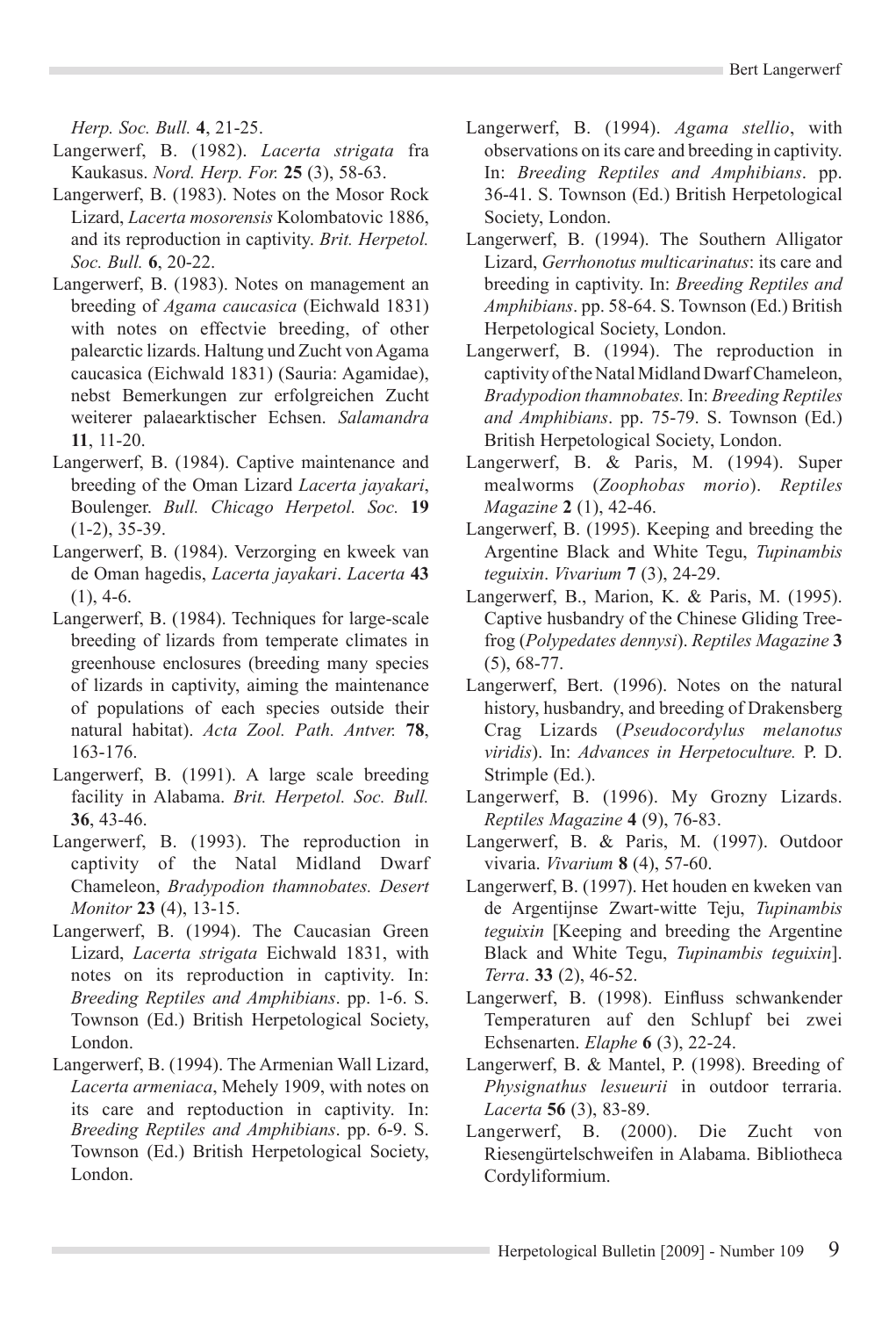*Herp. Soc. Bull.* **4**, 21-25.

Langerwerf, B. (1982). *Lacerta strigata* fra Kaukasus. *Nord. Herp. For.* **25** (3), 58-63.

Langerwerf, B. (1983). Notes on the Mosor Rock Lizard, *Lacerta mosorensis* Kolombatovic 1886, and its reproduction in captivity. *Brit. Herpetol. Soc. Bull.* **6**, 20-22.

Langerwerf, B. (1983). Notes on management an breeding of *Agama caucasica* (Eichwald 1831) with notes on effectvie breeding, of other palearctic lizards. Haltung und Zucht von Agama caucasica (Eichwald 1831) (Sauria: Agamidae), nebst Bemerkungen zur erfolgreichen Zucht weiterer palaearktischer Echsen. *Salamandra* **11**, 11-20.

Langerwerf, B. (1984). Captive maintenance and breeding of the Oman Lizard *Lacerta jayakari*, Boulenger. *Bull. Chicago Herpetol. Soc.* **19** (1-2), 35-39.

Langerwerf, B. (1984). Verzorging en kweek van de Oman hagedis, *Lacerta jayakari*. *Lacerta* **43** (1), 4-6.

Langerwerf, B. (1984). Techniques for large-scale breeding of lizards from temperate climates in greenhouse enclosures (breeding many species of lizards in captivity, aiming the maintenance of populations of each species outside their natural habitat). *Acta Zool. Path. Antver.* **78**, 163-176.

Langerwerf, B. (1991). A large scale breeding facility in Alabama. *Brit. Herpetol. Soc. Bull.* **36**, 43-46.

Langerwerf, B. (1993). The reproduction in captivity of the Natal Midland Dwarf Chameleon, *Bradypodion thamnobates. Desert Monitor* **23** (4), 13-15.

Langerwerf, B. (1994). The Caucasian Green Lizard, *Lacerta strigata* Eichwald 1831, with notes on its reproduction in captivity. In: *Breeding Reptiles and Amphibians*. pp. 1-6. S. Townson (Ed.) British Herpetological Society, London.

Langerwerf, B. (1994). The Armenian Wall Lizard, *Lacerta armeniaca*, Mehely 1909, with notes on its care and reptoduction in captivity. In: *Breeding Reptiles and Amphibians*. pp. 6-9. S. Townson (Ed.) British Herpetological Society, London.

Langerwerf, B. (1994). *Agama stellio*, with observations on its care and breeding in captivity. In: *Breeding Reptiles and Amphibians*. pp. 36-41. S. Townson (Ed.) British Herpetological Society, London.

Langerwerf, B. (1994). The Southern Alligator Lizard, *Gerrhonotus multicarinatus*: its care and breeding in captivity. In: *Breeding Reptiles and Amphibians*. pp. 58-64. S. Townson (Ed.) British Herpetological Society, London.

Langerwerf, B. (1994). The reproduction in captivity of the Natal Midland Dwarf Chameleon, *Bradypodion thamnobates.* In: *Breeding Reptiles and Amphibians*. pp. 75-79. S. Townson (Ed.) British Herpetological Society, London.

Langerwerf, B. & Paris, M. (1994). Super mealworms (*Zoophobas morio*). *Reptiles Magazine* **2** (1), 42-46.

Langerwerf, B. (1995). Keeping and breeding the Argentine Black and White Tegu, *Tupinambis teguixin*. *Vivarium* **7** (3), 24-29.

Langerwerf, B., Marion, K. & Paris, M. (1995). Captive husbandry of the Chinese Gliding Tree-frog (*Polypedates dennysi*). *Reptiles Magazine* **3** (5), 68-77.

Langerwerf, Bert. (1996). Notes on the natural history, husbandry, and breeding of Drakensberg Crag Lizards (*Pseudocordylus melanotus viridis*). In: *Advances in Herpetoculture.* P. D. Strimple (Ed.).

Langerwerf, B. (1996). My Grozny Lizards. *Reptiles Magazine* **4** (9), 76-83.

Langerwerf, B. & Paris, M. (1997). Outdoor vivaria. *Vivarium* **8** (4), 57-60.

Langerwerf, B. (1997). Het houden en kweken van de Argentijnse Zwart-witte Teju, *Tupinambis teguixin* [Keeping and breeding the Argentine Black and White Tegu, *Tupinambis teguixin*]. *Terra*. **33** (2), 46-52.

Langerwerf, B. (1998). Einfluss schwankender Temperaturen auf den Schlupf bei zwei Echsenarten. *Elaphe* **6** (3), 22-24.

Langerwerf, B. & Mantel, P. (1998). Breeding of *Physignathus lesueurii* in outdoor terraria. *Lacerta* **56** (3), 83-89.

Langerwerf, B. (2000). Die Zucht von Riesengürtelschweifen in Alabama. Bibliotheca Cordyliformium.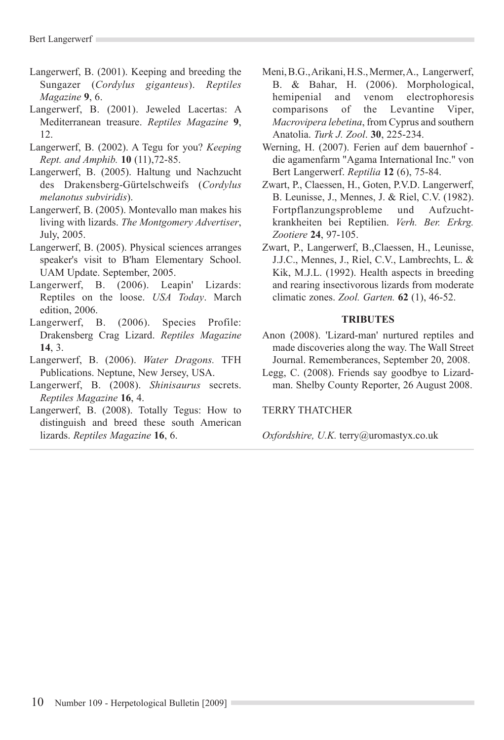Langerwerf, B. (2001). Keeping and breeding the Sungazer (*Cordylus giganteus*). *Reptiles Magazine* **9**, 6.

Langerwerf, B. (2001). Jeweled Lacertas: A Mediterranean treasure. *Reptiles Magazine* **9**, 12.

Langerwerf, B. (2002). A Tegu for you? *Keeping Rept. and Amphib.* **10** (11),72-85.

Langerwerf, B. (2005). Haltung und Nachzucht des Drakensberg-Gürtelschweifs (*Cordylus melanotus subviridis*).

Langerwerf, B. (2005). Montevallo man makes his living with lizards. *The Montgomery Advertiser*, July, 2005.

Langerwerf, B. (2005). Physical sciences arranges speaker's visit to B'ham Elementary School. UAM Update. September, 2005.

Langerwerf, B. (2006). Leapin' Lizards: Reptiles on the loose. *USA Today*. March edition, 2006.

Langerwerf, B. (2006). Species Profile: Drakensberg Crag Lizard. *Reptiles Magazine* **14**, 3.

Langerwerf, B. (2006). *Water Dragons.* TFH Publications. Neptune, New Jersey, USA.

Langerwerf, B. (2008). *Shinisaurus* secrets. *Reptiles Magazine* **16**, 4.

Langerwerf, B. (2008). Totally Tegus: How to distinguish and breed these south American lizards. *Reptiles Magazine* **16**, 6.

Meni, B.G., Arikani, H.S., Mermer, A., Langerwerf, B. & Bahar, H. (2006). Morphological, hemipenial and venom electrophoresis comparisons of the Levantine Viper, *Macrovipera lebetina*, from Cyprus and southern Anatolia. *Turk J. Zool*. **30**, 225-234.

Werning, H. (2007). Ferien auf dem bauernhof - die agamenfarm "Agama International Inc." von Bert Langerwerf. *Reptilia* **12** (6), 75-84.

Zwart, P., Claessen, H., Goten, P.V.D. Langerwerf, B. Leunisse, J., Mennes, J. & Riel, C.V. (1982). Fortpflanzungsprobleme und Aufzucht-krankheiten bei Reptilien. *Verh. Ber. Erkrg. Zootiere* **24**, 97-105.

Zwart, P., Langerwerf, B.,Claessen, H., Leunisse, J.J.C., Mennes, J., Riel, C.V., Lambrechts, L. & Kik, M.J.L. (1992). Health aspects in breeding and rearing insectivorous lizards from moderate climatic zones. *Zool. Garten.* **62** (1), 46-52.

## TRIBUTES

Anon (2008). 'Lizard-man' nurtured reptiles and made discoveries along the way. The Wall Street Journal. Rememberances, September 20, 2008.

Legg, C. (2008). Friends say goodbye to Lizard-man. Shelby County Reporter, 26 August 2008.

TERRY THATCHER

*Oxfordshire, U.K.* terry@uromastyx.co.uk